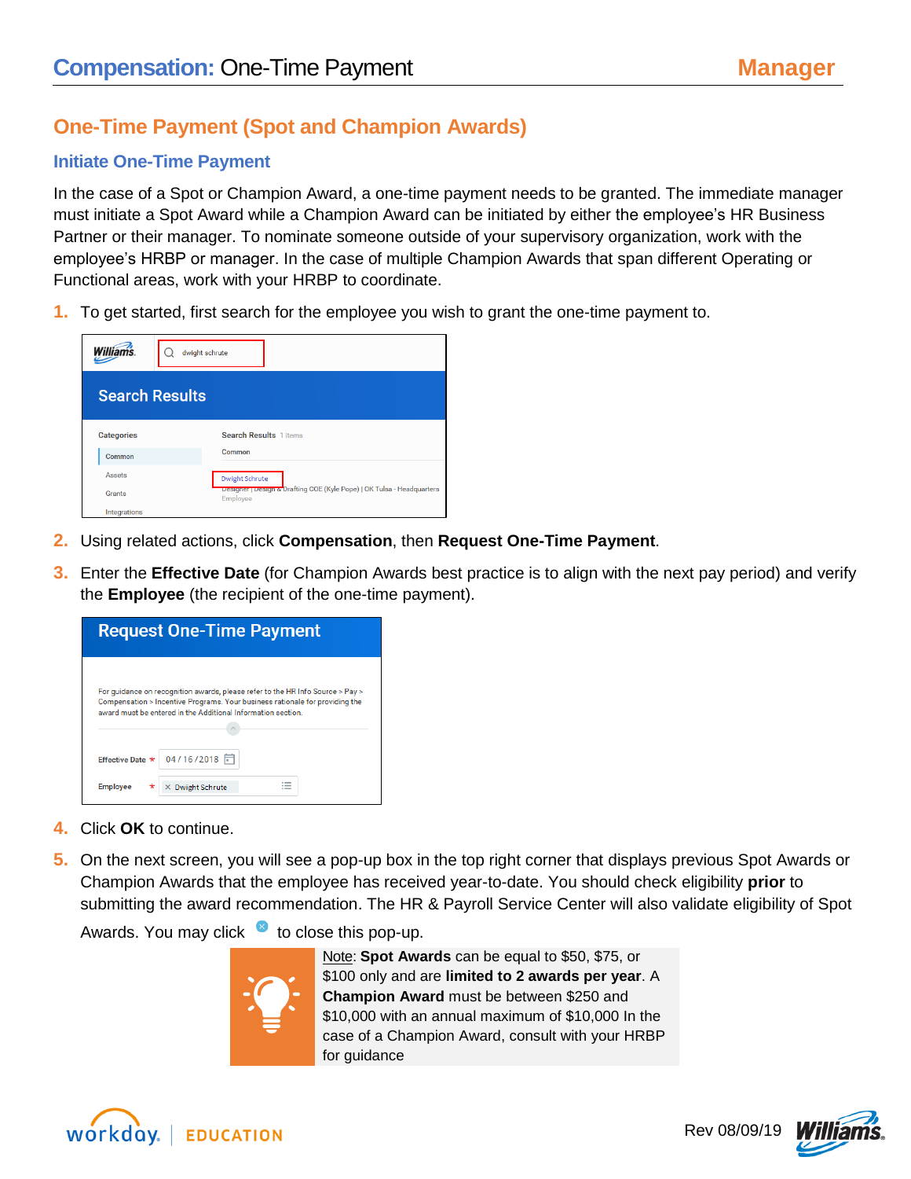# Compensation: One-Time Payment — Manager

## One-Time Payment (Spot and Champion Awards)

### Initiate One-Time Payment

In the case of a Spot or Champion Award, a one-time payment needs to be granted. The immediate manager must initiate a Spot Award while a Champion Award can be initiated by either the employee's HR Business Partner or their manager. To nominate someone outside of your supervisory organization, work with the employee's HRBP or manager. In the case of multiple Champion Awards that span different Operating or Functional areas, work with your HRBP to coordinate.

1. To get started, first search for the employee you wish to grant the one-time payment to.

2. Using related actions, click **Compensation**, then **Request One-Time Payment**.

3. Enter the **Effective Date** (for Champion Awards best practice is to align with the next pay period) and verify the **Employee** (the recipient of the one-time payment).

4. Click **OK** to continue.

5. On the next screen, you will see a pop-up box in the top right corner that displays previous Spot Awards or Champion Awards that the employee has received year-to-date. You should check eligibility **prior** to submitting the award recommendation. The HR & Payroll Service Center will also validate eligibility of Spot Awards. You may click ⓧ to close this pop-up.

> Note: **Spot Awards** can be equal to $50, $75, or $100 only and are **limited to 2 awards per year**. A **Champion Award** must be between $250 and $10,000 with an annual maximum of $10,000 In the case of a Champion Award, consult with your HRBP for guidance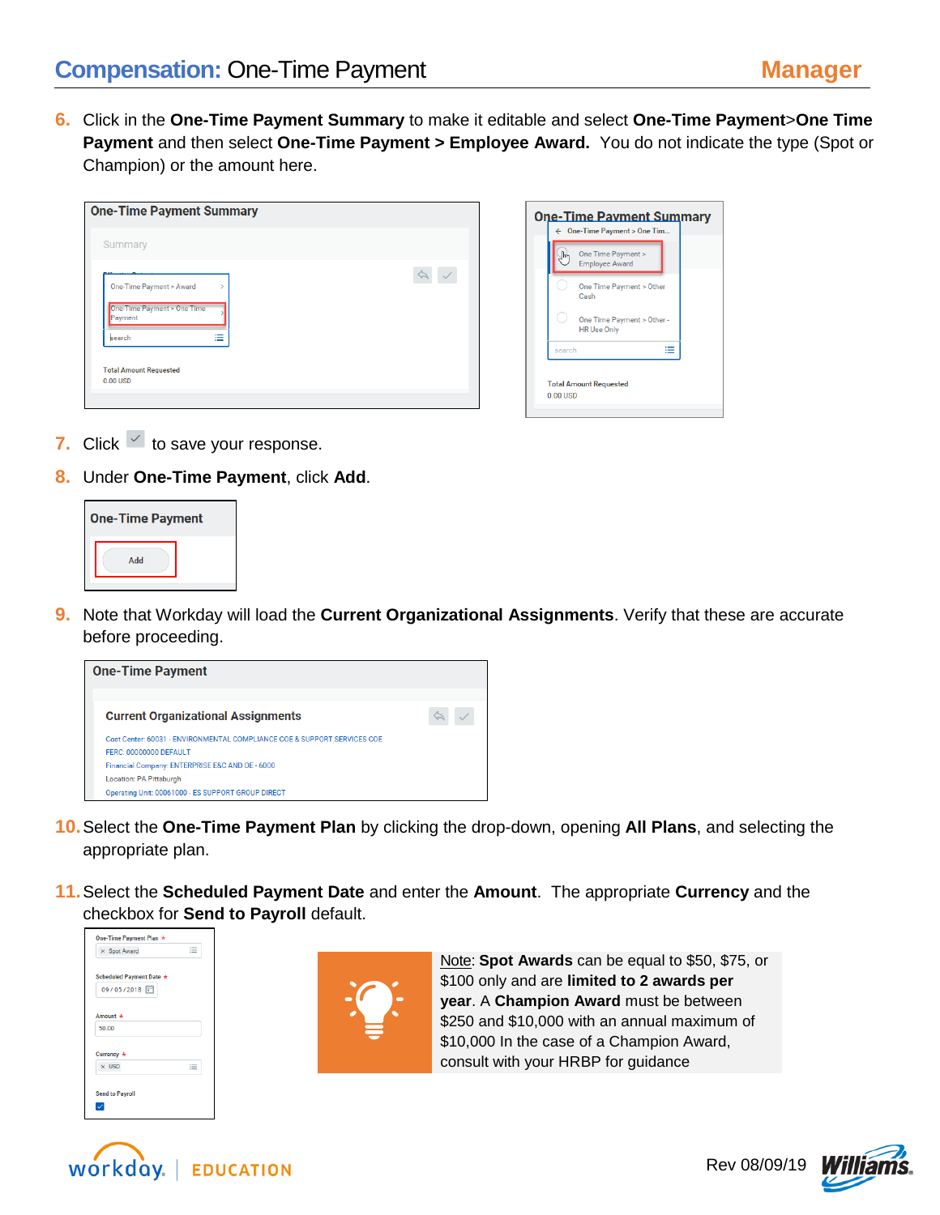6. Click in the **One-Time Payment Summary** to make it editable and select **One-Time Payment**>**One Time Payment** and then select **One-Time Payment > Employee Award.** You do not indicate the type (Spot or Champion) or the amount here.

7. Click ✓ to save your response.

8. Under **One-Time Payment**, click **Add**.

9. Note that Workday will load the **Current Organizational Assignments**. Verify that these are accurate before proceeding.

10. Select the **One-Time Payment Plan** by clicking the drop-down, opening **All Plans**, and selecting the appropriate plan.

11. Select the **Scheduled Payment Date** and enter the **Amount**. The appropriate **Currency** and the checkbox for **Send to Payroll** default.

Note: **Spot Awards** can be equal to $50, $75, or $100 only and are **limited to 2 awards per year**. A **Champion Award** must be between $250 and $10,000 with an annual maximum of $10,000 In the case of a Champion Award, consult with your HRBP for guidance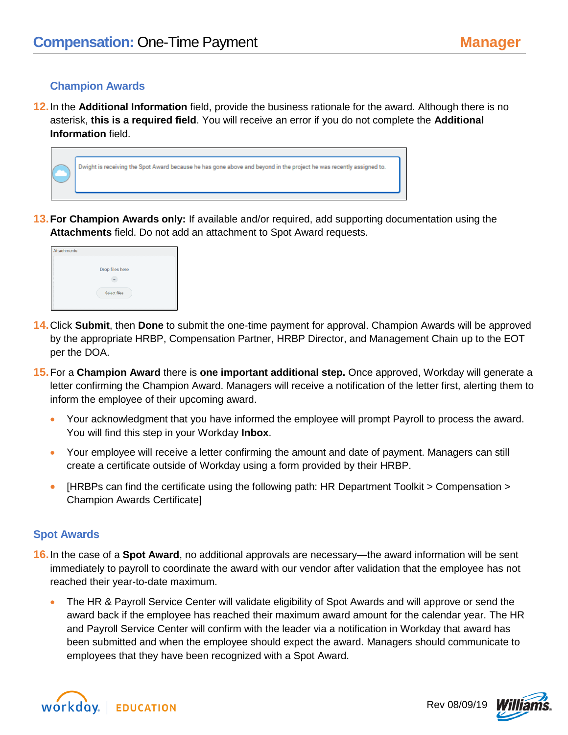### Champion Awards

12. In the **Additional Information** field, provide the business rationale for the award. Although there is no asterisk, **this is a required field**. You will receive an error if you do not complete the **Additional Information** field.

13. **For Champion Awards only:** If available and/or required, add supporting documentation using the **Attachments** field. Do not add an attachment to Spot Award requests.

14. Click **Submit**, then **Done** to submit the one-time payment for approval. Champion Awards will be approved by the appropriate HRBP, Compensation Partner, HRBP Director, and Management Chain up to the EOT per the DOA.

15. For a **Champion Award** there is **one important additional step.** Once approved, Workday will generate a letter confirming the Champion Award. Managers will receive a notification of the letter first, alerting them to inform the employee of their upcoming award.
    - Your acknowledgment that you have informed the employee will prompt Payroll to process the award. You will find this step in your Workday **Inbox**.
    - Your employee will receive a letter confirming the amount and date of payment. Managers can still create a certificate outside of Workday using a form provided by their HRBP.
    - [HRBPs can find the certificate using the following path: HR Department Toolkit > Compensation > Champion Awards Certificate]

### Spot Awards

16. In the case of a **Spot Award**, no additional approvals are necessary—the award information will be sent immediately to payroll to coordinate the award with our vendor after validation that the employee has not reached their year-to-date maximum.
    - The HR & Payroll Service Center will validate eligibility of Spot Awards and will approve or send the award back if the employee has reached their maximum award amount for the calendar year. The HR and Payroll Service Center will confirm with the leader via a notification in Workday that award has been submitted and when the employee should expect the award. Managers should communicate to employees that they have been recognized with a Spot Award.

Rev 08/09/19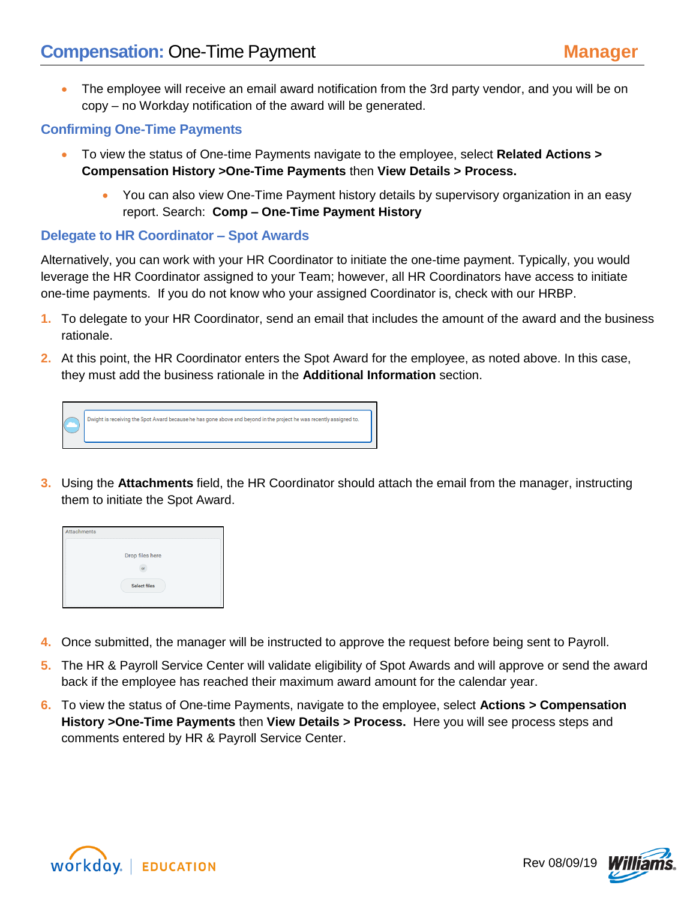- The employee will receive an email award notification from the 3rd party vendor, and you will be on copy – no Workday notification of the award will be generated.

## Confirming One-Time Payments

- To view the status of One-time Payments navigate to the employee, select **Related Actions > Compensation History >One-Time Payments** then **View Details > Process.**
  - You can also view One-Time Payment history details by supervisory organization in an easy report. Search: **Comp – One-Time Payment History**

## Delegate to HR Coordinator – Spot Awards

Alternatively, you can work with your HR Coordinator to initiate the one-time payment. Typically, you would leverage the HR Coordinator assigned to your Team; however, all HR Coordinators have access to initiate one-time payments. If you do not know who your assigned Coordinator is, check with our HRBP.

1. To delegate to your HR Coordinator, send an email that includes the amount of the award and the business rationale.
2. At this point, the HR Coordinator enters the Spot Award for the employee, as noted above. In this case, they must add the business rationale in the **Additional Information** section.

Dwight is receiving the Spot Award because he has gone above and beyond in the project he was recently assigned to.

3. Using the **Attachments** field, the HR Coordinator should attach the email from the manager, instructing them to initiate the Spot Award.

Attachments

Drop files here

or

Select files

4. Once submitted, the manager will be instructed to approve the request before being sent to Payroll.
5. The HR & Payroll Service Center will validate eligibility of Spot Awards and will approve or send the award back if the employee has reached their maximum award amount for the calendar year.
6. To view the status of One-time Payments, navigate to the employee, select **Actions > Compensation History >One-Time Payments** then **View Details > Process.** Here you will see process steps and comments entered by HR & Payroll Service Center.